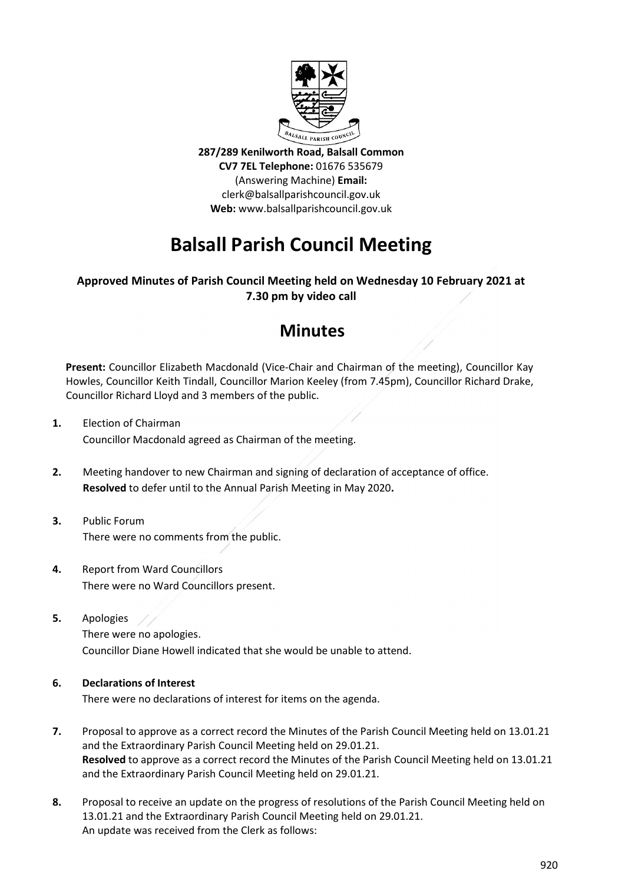**287/289 Kenilworth Road, Balsall Common**
**CV7 7EL Telephone:** 01676 535679
(Answering Machine) **Email:**
clerk@balsallparishcouncil.gov.uk
**Web:** www.balsallparishcouncil.gov.uk

# Balsall Parish Council Meeting

**Approved Minutes of Parish Council Meeting held on Wednesday 10 February 2021 at 7.30 pm by video call**

## Minutes

**Present:** Councillor Elizabeth Macdonald (Vice-Chair and Chairman of the meeting), Councillor Kay Howles, Councillor Keith Tindall, Councillor Marion Keeley (from 7.45pm), Councillor Richard Drake, Councillor Richard Lloyd and 3 members of the public.

**1.** Election of Chairman
Councillor Macdonald agreed as Chairman of the meeting.

**2.** Meeting handover to new Chairman and signing of declaration of acceptance of office.
**Resolved** to defer until to the Annual Parish Meeting in May 2020**.**

**3.** Public Forum
There were no comments from the public.

**4.** Report from Ward Councillors
There were no Ward Councillors present.

**5.** Apologies
There were no apologies.
Councillor Diane Howell indicated that she would be unable to attend.

**6. Declarations of Interest**
There were no declarations of interest for items on the agenda.

**7.** Proposal to approve as a correct record the Minutes of the Parish Council Meeting held on 13.01.21 and the Extraordinary Parish Council Meeting held on 29.01.21.
**Resolved** to approve as a correct record the Minutes of the Parish Council Meeting held on 13.01.21 and the Extraordinary Parish Council Meeting held on 29.01.21.

**8.** Proposal to receive an update on the progress of resolutions of the Parish Council Meeting held on 13.01.21 and the Extraordinary Parish Council Meeting held on 29.01.21.
An update was received from the Clerk as follows: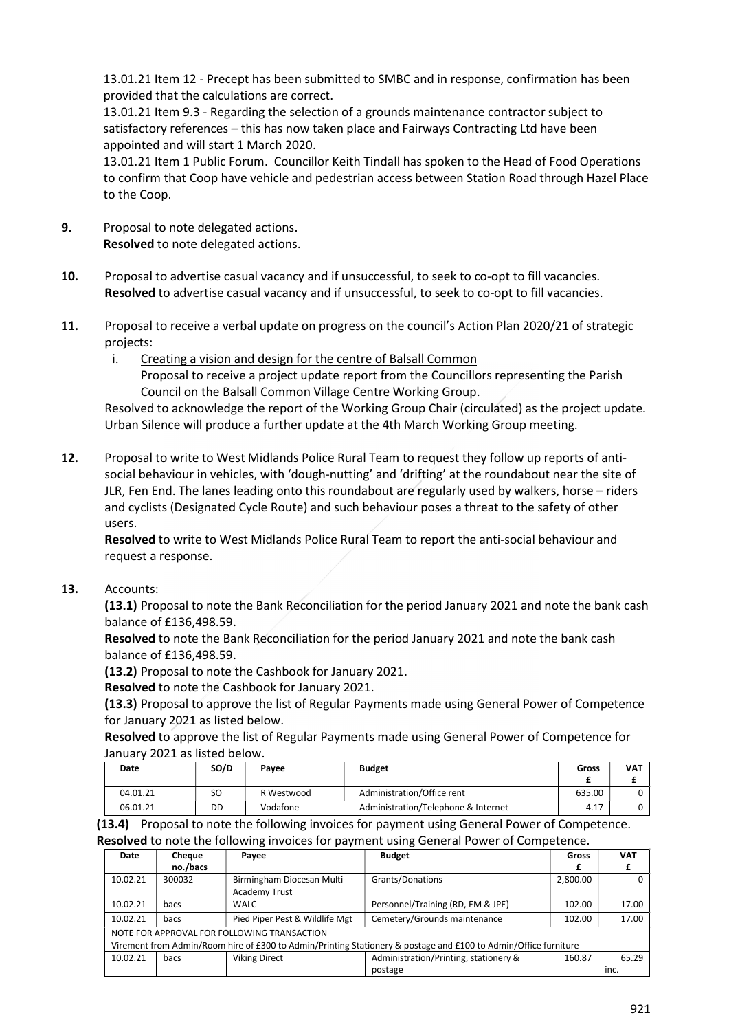13.01.21 Item 12 - Precept has been submitted to SMBC and in response, confirmation has been provided that the calculations are correct.
13.01.21 Item 9.3 - Regarding the selection of a grounds maintenance contractor subject to satisfactory references – this has now taken place and Fairways Contracting Ltd have been appointed and will start 1 March 2020.
13.01.21 Item 1 Public Forum. Councillor Keith Tindall has spoken to the Head of Food Operations to confirm that Coop have vehicle and pedestrian access between Station Road through Hazel Place to the Coop.

**9.** Proposal to note delegated actions.
**Resolved** to note delegated actions.

**10.** Proposal to advertise casual vacancy and if unsuccessful, to seek to co-opt to fill vacancies.
**Resolved** to advertise casual vacancy and if unsuccessful, to seek to co-opt to fill vacancies.

**11.** Proposal to receive a verbal update on progress on the council's Action Plan 2020/21 of strategic projects:

i. Creating a vision and design for the centre of Balsall Common
Proposal to receive a project update report from the Councillors representing the Parish Council on the Balsall Common Village Centre Working Group.

Resolved to acknowledge the report of the Working Group Chair (circulated) as the project update. Urban Silence will produce a further update at the 4th March Working Group meeting.

**12.** Proposal to write to West Midlands Police Rural Team to request they follow up reports of anti-social behaviour in vehicles, with 'dough-nutting' and 'drifting' at the roundabout near the site of JLR, Fen End. The lanes leading onto this roundabout are regularly used by walkers, horse – riders and cyclists (Designated Cycle Route) and such behaviour poses a threat to the safety of other users.
**Resolved** to write to West Midlands Police Rural Team to report the anti-social behaviour and request a response.

**13.** Accounts:

**(13.1)** Proposal to note the Bank Reconciliation for the period January 2021 and note the bank cash balance of £136,498.59.
**Resolved** to note the Bank Reconciliation for the period January 2021 and note the bank cash balance of £136,498.59.

**(13.2)** Proposal to note the Cashbook for January 2021.
**Resolved** to note the Cashbook for January 2021.

**(13.3)** Proposal to approve the list of Regular Payments made using General Power of Competence for January 2021 as listed below.
**Resolved** to approve the list of Regular Payments made using General Power of Competence for January 2021 as listed below.

| Date | SO/D | Payee | Budget | Gross £ | VAT £ |
|---|---|---|---|---|---|
| 04.01.21 | SO | R Westwood | Administration/Office rent | 635.00 | 0 |
| 06.01.21 | DD | Vodafone | Administration/Telephone & Internet | 4.17 | 0 |

**(13.4)** Proposal to note the following invoices for payment using General Power of Competence.
**Resolved** to note the following invoices for payment using General Power of Competence.

| Date | Cheque no./bacs | Payee | Budget | Gross £ | VAT £ |
|---|---|---|---|---|---|
| 10.02.21 | 300032 | Birmingham Diocesan Multi-Academy Trust | Grants/Donations | 2,800.00 | 0 |
| 10.02.21 | bacs | WALC | Personnel/Training (RD, EM & JPE) | 102.00 | 17.00 |
| 10.02.21 | bacs | Pied Piper Pest & Wildlife Mgt | Cemetery/Grounds maintenance | 102.00 | 17.00 |
| NOTE FOR APPROVAL FOR FOLLOWING TRANSACTION<br>Virement from Admin/Room hire of £300 to Admin/Printing Stationery & postage and £100 to Admin/Office furniture | | | | | |
| 10.02.21 | bacs | Viking Direct | Administration/Printing, stationery & postage | 160.87 | 65.29 inc. |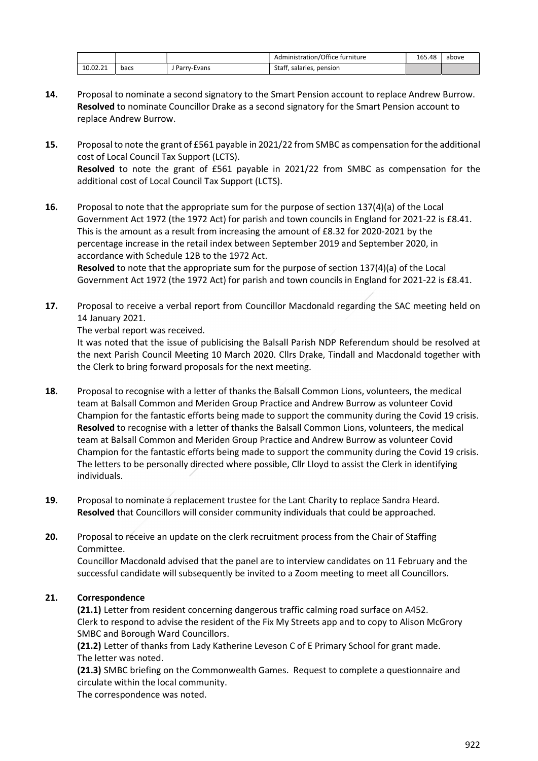| | | | Administration/Office furniture | 165.48 | above |
|---|---|---|---|---|---|
| 10.02.21 | bacs | J Parry-Evans | Staff, salaries, pension | | |

**14.** Proposal to nominate a second signatory to the Smart Pension account to replace Andrew Burrow.
**Resolved** to nominate Councillor Drake as a second signatory for the Smart Pension account to replace Andrew Burrow.

**15.** Proposal to note the grant of £561 payable in 2021/22 from SMBC as compensation for the additional cost of Local Council Tax Support (LCTS).
**Resolved** to note the grant of £561 payable in 2021/22 from SMBC as compensation for the additional cost of Local Council Tax Support (LCTS).

**16.** Proposal to note that the appropriate sum for the purpose of section 137(4)(a) of the Local Government Act 1972 (the 1972 Act) for parish and town councils in England for 2021-22 is £8.41. This is the amount as a result from increasing the amount of £8.32 for 2020-2021 by the percentage increase in the retail index between September 2019 and September 2020, in accordance with Schedule 12B to the 1972 Act.
**Resolved** to note that the appropriate sum for the purpose of section 137(4)(a) of the Local Government Act 1972 (the 1972 Act) for parish and town councils in England for 2021-22 is £8.41.

**17.** Proposal to receive a verbal report from Councillor Macdonald regarding the SAC meeting held on 14 January 2021.
The verbal report was received.
It was noted that the issue of publicising the Balsall Parish NDP Referendum should be resolved at the next Parish Council Meeting 10 March 2020. Cllrs Drake, Tindall and Macdonald together with the Clerk to bring forward proposals for the next meeting.

**18.** Proposal to recognise with a letter of thanks the Balsall Common Lions, volunteers, the medical team at Balsall Common and Meriden Group Practice and Andrew Burrow as volunteer Covid Champion for the fantastic efforts being made to support the community during the Covid 19 crisis.
**Resolved** to recognise with a letter of thanks the Balsall Common Lions, volunteers, the medical team at Balsall Common and Meriden Group Practice and Andrew Burrow as volunteer Covid Champion for the fantastic efforts being made to support the community during the Covid 19 crisis. The letters to be personally directed where possible, Cllr Lloyd to assist the Clerk in identifying individuals.

**19.** Proposal to nominate a replacement trustee for the Lant Charity to replace Sandra Heard.
**Resolved** that Councillors will consider community individuals that could be approached.

**20.** Proposal to receive an update on the clerk recruitment process from the Chair of Staffing Committee.
Councillor Macdonald advised that the panel are to interview candidates on 11 February and the successful candidate will subsequently be invited to a Zoom meeting to meet all Councillors.

**21. Correspondence**

**(21.1)** Letter from resident concerning dangerous traffic calming road surface on A452.
Clerk to respond to advise the resident of the Fix My Streets app and to copy to Alison McGrory SMBC and Borough Ward Councillors.

**(21.2)** Letter of thanks from Lady Katherine Leveson C of E Primary School for grant made.
The letter was noted.

**(21.3)** SMBC briefing on the Commonwealth Games. Request to complete a questionnaire and circulate within the local community.
The correspondence was noted.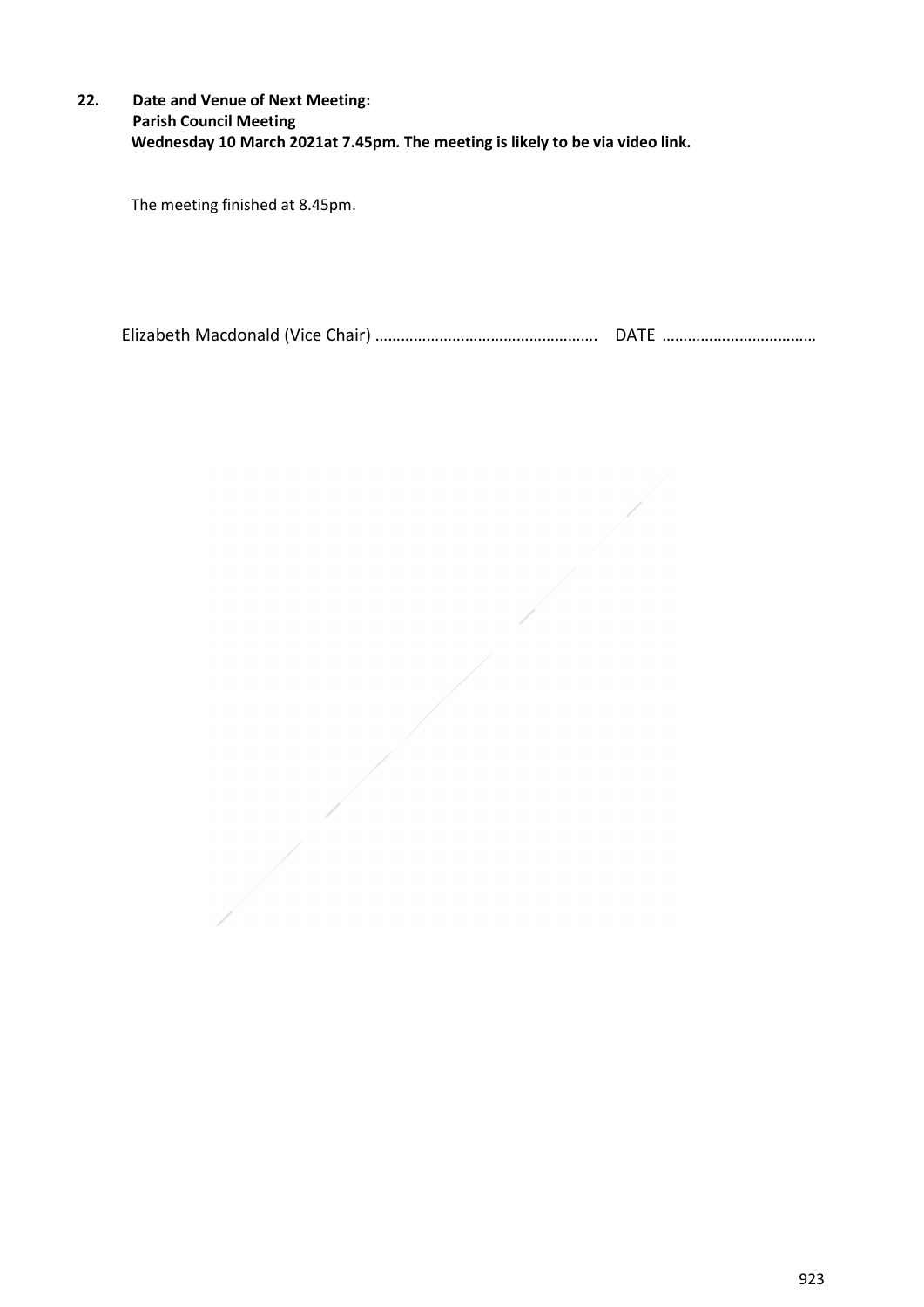**22. Date and Venue of Next Meeting:**
**Parish Council Meeting**
**Wednesday 10 March 2021at 7.45pm. The meeting is likely to be via video link.**

The meeting finished at 8.45pm.

Elizabeth Macdonald (Vice Chair) ……………………………………………. DATE ………………………………